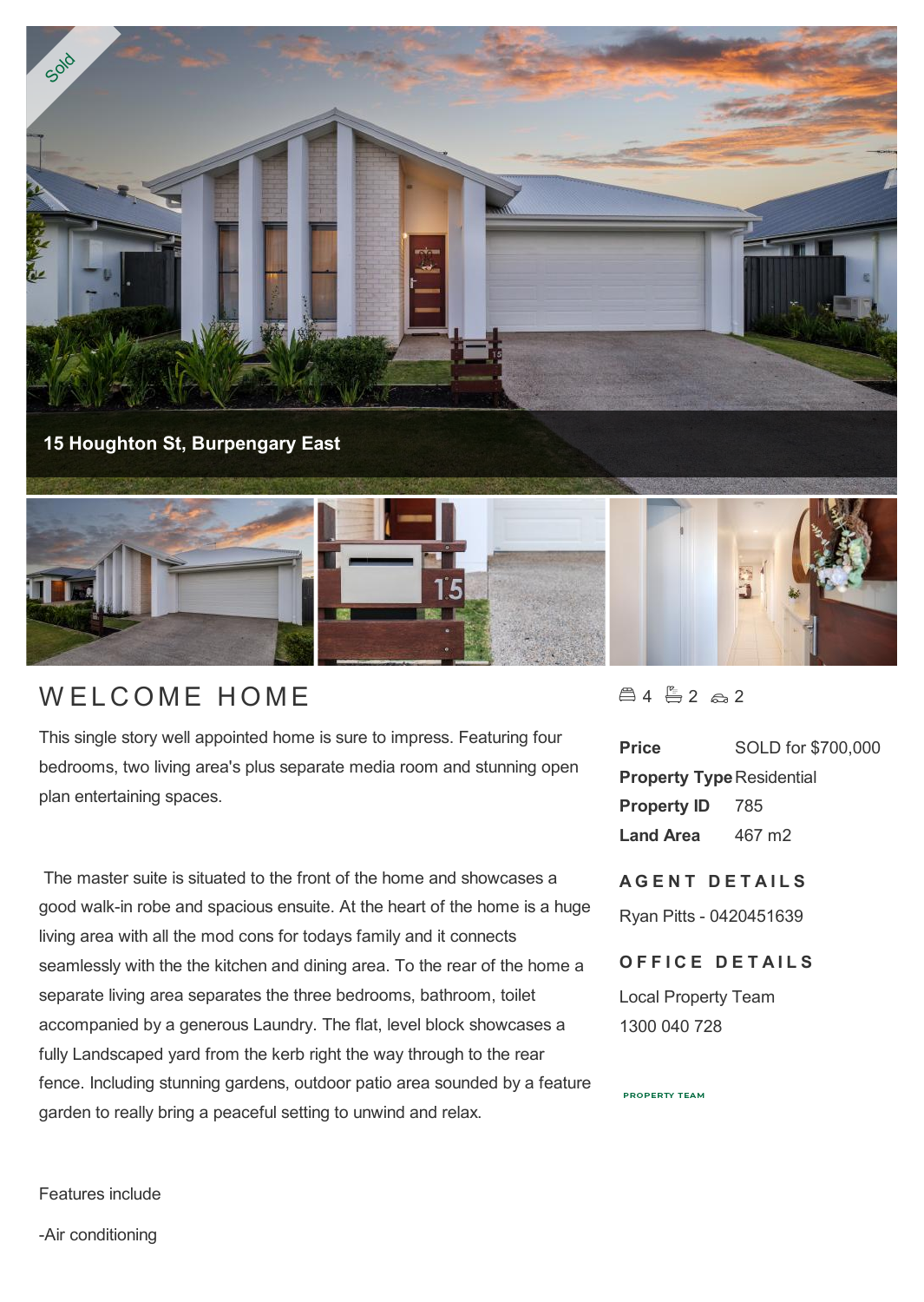15 Houghton St, Burpengary East

# WELCOME HOME

This single story well appointed home is sure to impress. Featuring four bedrooms, two living area's plus separate media room and stunning open plan entertaining spaces.

The master suite is situated to the front of the home and showcases a good walk-in robe and spacious ensuite. At the heart of the home is a huge living area with all the mod cons for todays family and it connects seamlessly with the the kitchen and dining area. To the rear of the home a separate living area separates the three bedrooms, bathroom, toilet accompanied by a generous Laundry. The flat, level block showcases a fully Landscaped yard from the kerb right the way through to the rear fence. Including stunning gardens, outdoor patio area sounded by a feature garden to really bring a peaceful setting to unwind and relax.

Features include

-Air conditioning

4 2 2

| | |
|---|---|
| **Price** | SOLD for $700,000 |
| **Property Type** | Residential |
| **Property ID** | 785 |
| **Land Area** | 467 m2 |

## AGENT DETAILS

Ryan Pitts - 0420451639

## OFFICE DETAILS

Local Property Team
1300 040 728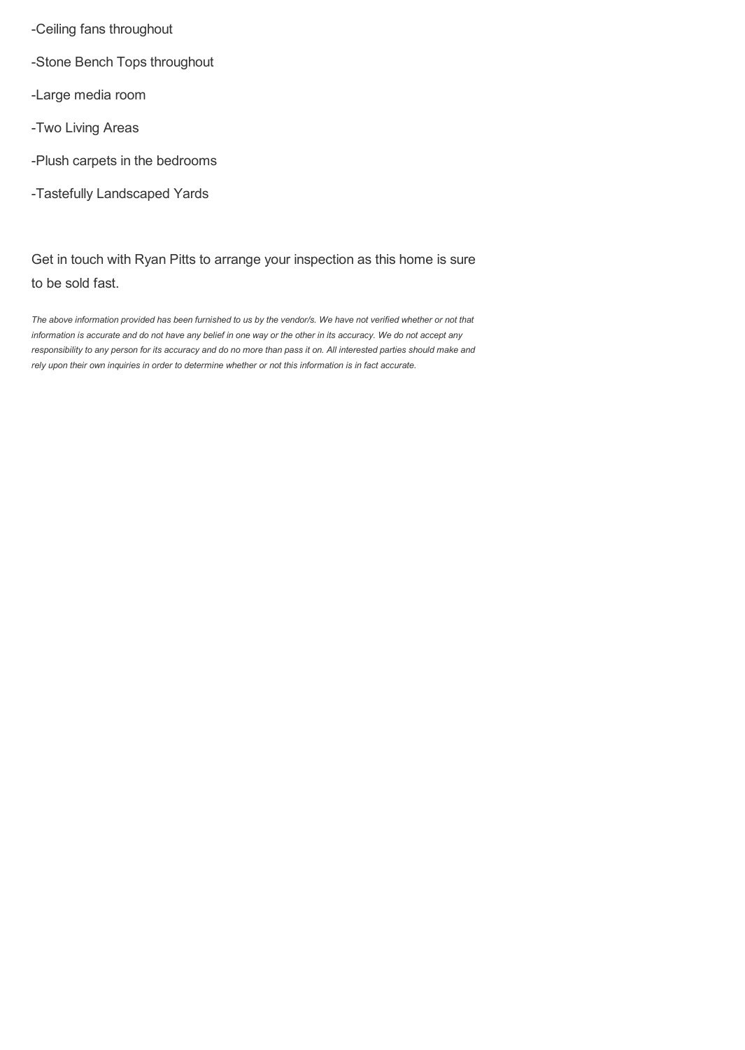-Ceiling fans throughout

-Stone Bench Tops throughout

-Large media room

-Two Living Areas

-Plush carpets in the bedrooms

-Tastefully Landscaped Yards

Get in touch with Ryan Pitts to arrange your inspection as this home is sure to be sold fast.

*The above information provided has been furnished to us by the vendor/s. We have not verified whether or not that information is accurate and do not have any belief in one way or the other in its accuracy. We do not accept any responsibility to any person for its accuracy and do no more than pass it on. All interested parties should make and rely upon their own inquiries in order to determine whether or not this information is in fact accurate.*